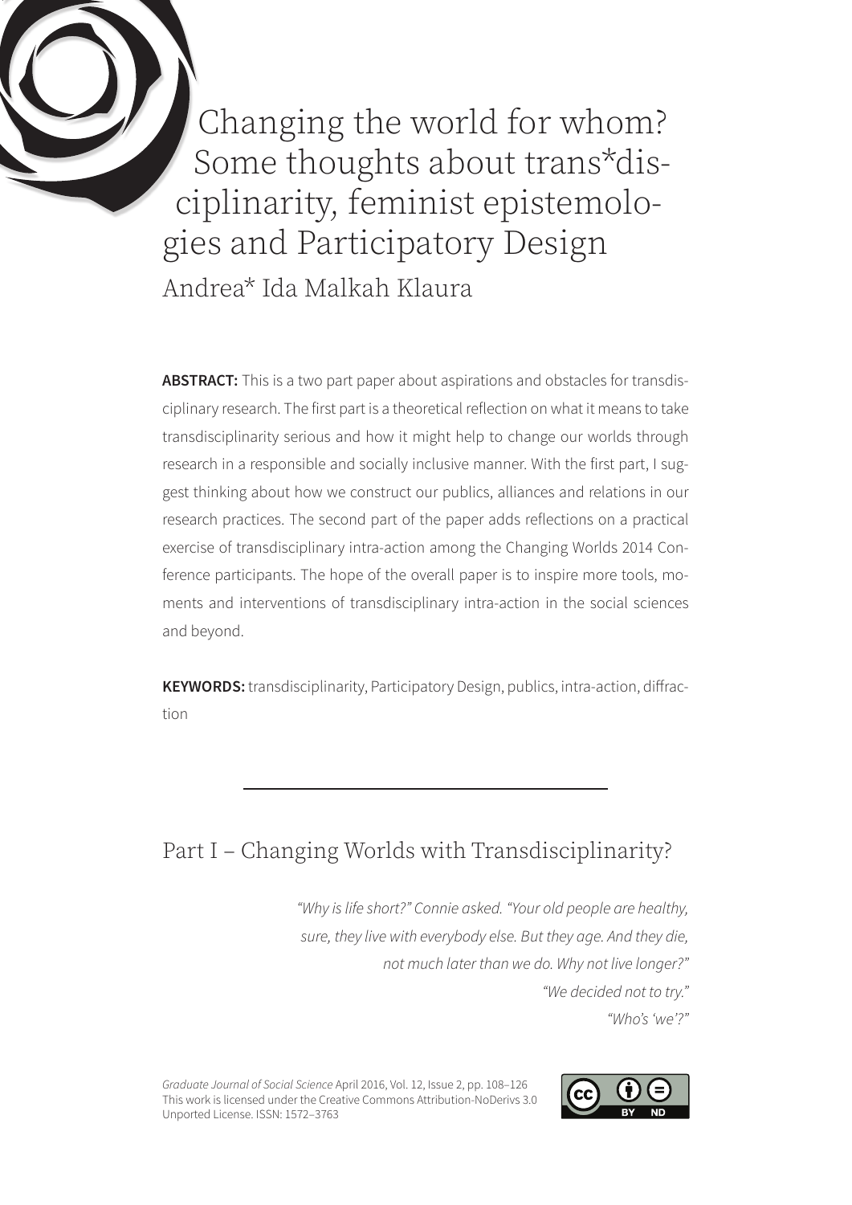# Changing the world for whom? Some thoughts about trans*disciplinarity, feminist epistemologies and Participatory Design

Andrea* Ida Malkah Klaura

**ABSTRACT:** This is a two part paper about aspirations and obstacles for transdisciplinary research. The first part is a theoretical reflection on what it means to take transdisciplinarity serious and how it might help to change our worlds through research in a responsible and socially inclusive manner. With the first part, I suggest thinking about how we construct our publics, alliances and relations in our research practices. The second part of the paper adds reflections on a practical exercise of transdisciplinary intra-action among the Changing Worlds 2014 Conference participants. The hope of the overall paper is to inspire more tools, moments and interventions of transdisciplinary intra-action in the social sciences and beyond.

**KEYWORDS:** transdisciplinarity, Participatory Design, publics, intra-action, diffraction

---

## Part I – Changing Worlds with Transdisciplinarity?

*"Why is life short?" Connie asked. "Your old people are healthy, sure, they live with everybody else. But they age. And they die, not much later than we do. Why not live longer?"*
*"We decided not to try."*
*"Who's 'we'?"*

*Graduate Journal of Social Science* April 2016, Vol. 12, Issue 2, pp. 108–126
This work is licensed under the Creative Commons Attribution-NoDerivs 3.0 Unported License. ISSN: 1572–3763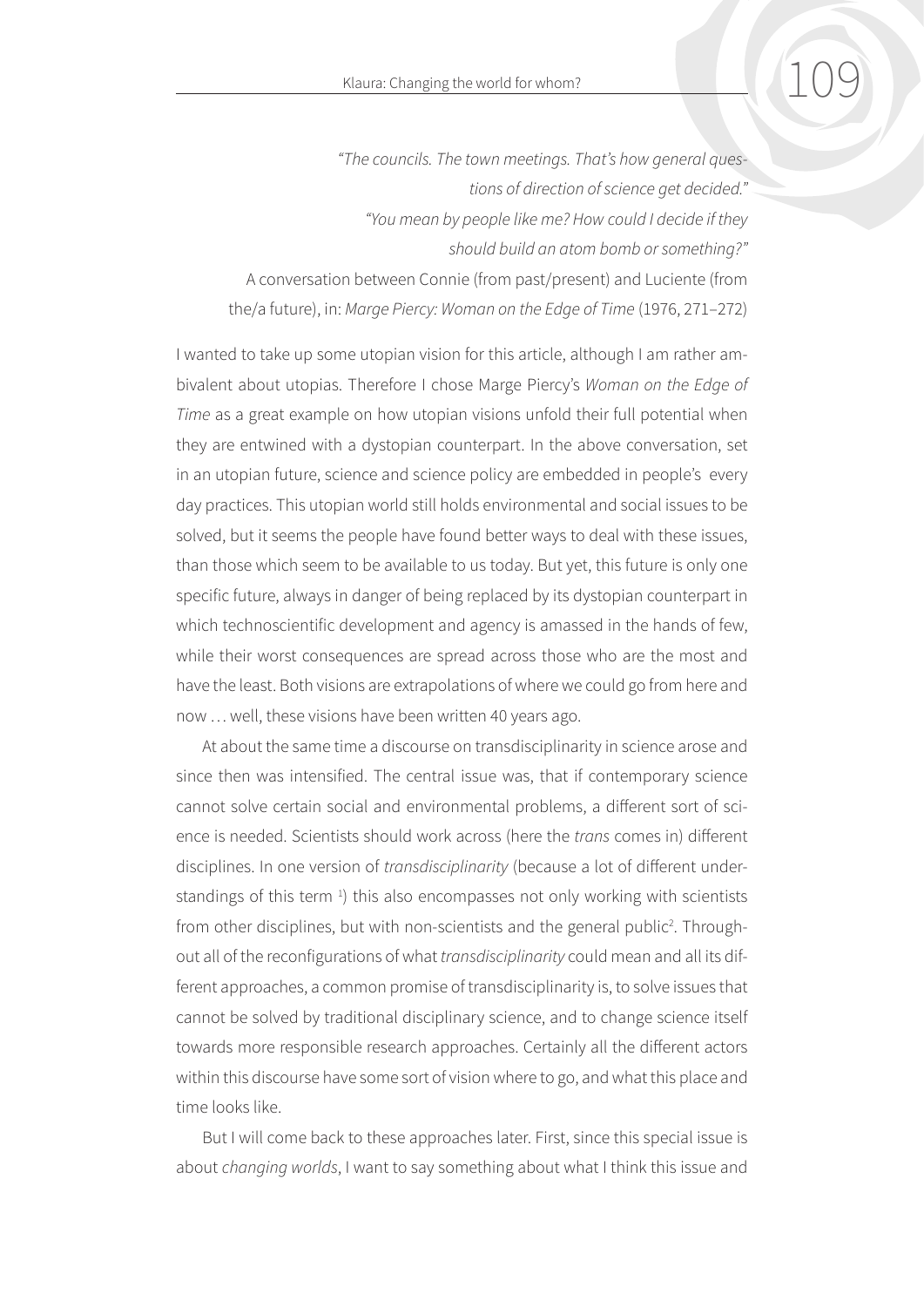*"The councils. The town meetings. That's how general questions of direction of science get decided."*
*"You mean by people like me? How could I decide if they should build an atom bomb or something?"*
A conversation between Connie (from past/present) and Luciente (from the/a future), in: *Marge Piercy: Woman on the Edge of Time* (1976, 271–272)

I wanted to take up some utopian vision for this article, although I am rather ambivalent about utopias. Therefore I chose Marge Piercy's *Woman on the Edge of Time* as a great example on how utopian visions unfold their full potential when they are entwined with a dystopian counterpart. In the above conversation, set in an utopian future, science and science policy are embedded in people's every day practices. This utopian world still holds environmental and social issues to be solved, but it seems the people have found better ways to deal with these issues, than those which seem to be available to us today. But yet, this future is only one specific future, always in danger of being replaced by its dystopian counterpart in which technoscientific development and agency is amassed in the hands of few, while their worst consequences are spread across those who are the most and have the least. Both visions are extrapolations of where we could go from here and now … well, these visions have been written 40 years ago.

At about the same time a discourse on transdisciplinarity in science arose and since then was intensified. The central issue was, that if contemporary science cannot solve certain social and environmental problems, a different sort of science is needed. Scientists should work across (here the *trans* comes in) different disciplines. In one version of *transdisciplinarity* (because a lot of different understandings of this term [1]) this also encompasses not only working with scientists from other disciplines, but with non-scientists and the general public[2]. Throughout all of the reconfigurations of what *transdisciplinarity* could mean and all its different approaches, a common promise of transdisciplinarity is, to solve issues that cannot be solved by traditional disciplinary science, and to change science itself towards more responsible research approaches. Certainly all the different actors within this discourse have some sort of vision where to go, and what this place and time looks like.

But I will come back to these approaches later. First, since this special issue is about *changing worlds*, I want to say something about what I think this issue and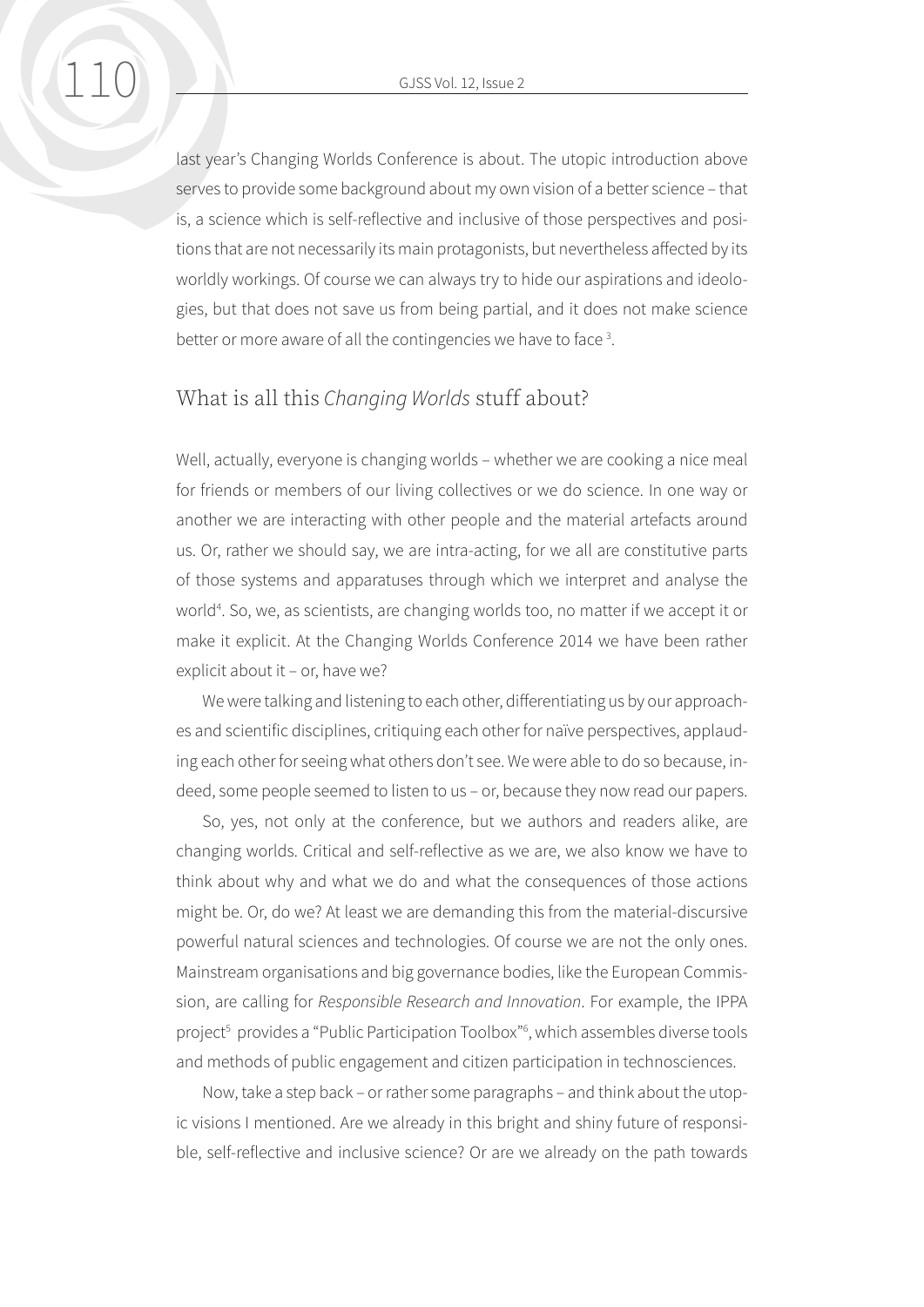last year's Changing Worlds Conference is about. The utopic introduction above serves to provide some background about my own vision of a better science – that is, a science which is self-reflective and inclusive of those perspectives and positions that are not necessarily its main protagonists, but nevertheless affected by its worldly workings. Of course we can always try to hide our aspirations and ideologies, but that does not save us from being partial, and it does not make science better or more aware of all the contingencies we have to face [3].

## What is all this *Changing Worlds* stuff about?

Well, actually, everyone is changing worlds – whether we are cooking a nice meal for friends or members of our living collectives or we do science. In one way or another we are interacting with other people and the material artefacts around us. Or, rather we should say, we are intra-acting, for we all are constitutive parts of those systems and apparatuses through which we interpret and analyse the world[4]. So, we, as scientists, are changing worlds too, no matter if we accept it or make it explicit. At the Changing Worlds Conference 2014 we have been rather explicit about it – or, have we?

We were talking and listening to each other, differentiating us by our approaches and scientific disciplines, critiquing each other for naïve perspectives, applauding each other for seeing what others don't see. We were able to do so because, indeed, some people seemed to listen to us – or, because they now read our papers.

So, yes, not only at the conference, but we authors and readers alike, are changing worlds. Critical and self-reflective as we are, we also know we have to think about why and what we do and what the consequences of those actions might be. Or, do we? At least we are demanding this from the material-discursive powerful natural sciences and technologies. Of course we are not the only ones. Mainstream organisations and big governance bodies, like the European Commission, are calling for *Responsible Research and Innovation*. For example, the IPPA project[5] provides a "Public Participation Toolbox"[6], which assembles diverse tools and methods of public engagement and citizen participation in technosciences.

Now, take a step back – or rather some paragraphs – and think about the utopic visions I mentioned. Are we already in this bright and shiny future of responsible, self-reflective and inclusive science? Or are we already on the path towards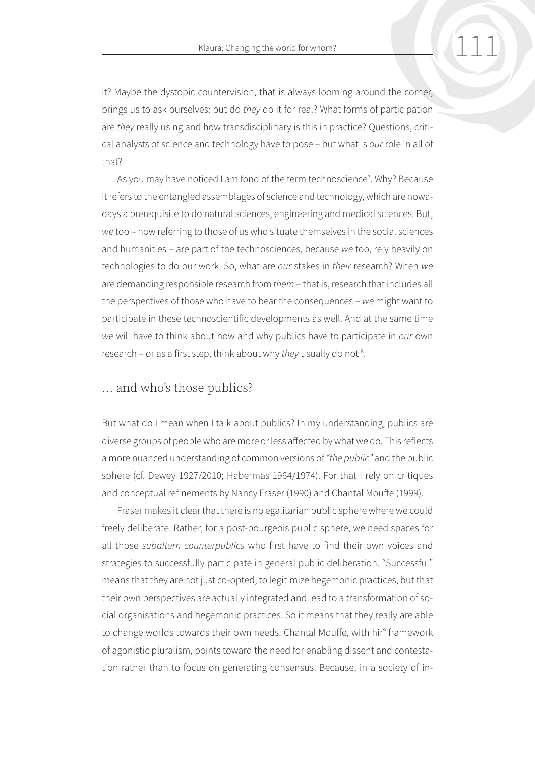it? Maybe the dystopic countervision, that is always looming around the corner, brings us to ask ourselves: but do *they* do it for real? What forms of participation are *they* really using and how transdisciplinary is this in practice? Questions, critical analysts of science and technology have to pose – but what is *our* role in all of that?

As you may have noticed I am fond of the term technoscience[7]. Why? Because it refers to the entangled assemblages of science and technology, which are nowadays a prerequisite to do natural sciences, engineering and medical sciences. But, *we* too – now referring to those of us who situate themselves in the social sciences and humanities – are part of the technosciences, because *we* too, rely heavily on technologies to do our work. So, what are *our* stakes in *their* research? When *we* are demanding responsible research from *them* – that is, research that includes all the perspectives of those who have to bear the consequences – *we* might want to participate in these technoscientific developments as well. And at the same time *we* will have to think about how and why publics have to participate in *our* own research – or as a first step, think about why *they* usually do not [8].

## … and who's those publics?

But what do I mean when I talk about publics? In my understanding, publics are diverse groups of people who are more or less affected by what we do. This reflects a more nuanced understanding of common versions of *"the public"* and the public sphere (cf. Dewey 1927/2010; Habermas 1964/1974). For that I rely on critiques and conceptual refinements by Nancy Fraser (1990) and Chantal Mouffe (1999).

Fraser makes it clear that there is no egalitarian public sphere where we could freely deliberate. Rather, for a post-bourgeois public sphere, we need spaces for all those *subaltern counterpublics* who first have to find their own voices and strategies to successfully participate in general public deliberation. "Successful" means that they are not just co-opted, to legitimize hegemonic practices, but that their own perspectives are actually integrated and lead to a transformation of social organisations and hegemonic practices. So it means that they really are able to change worlds towards their own needs. Chantal Mouffe, with hir[9] framework of agonistic pluralism, points toward the need for enabling dissent and contestation rather than to focus on generating consensus. Because, in a society of in-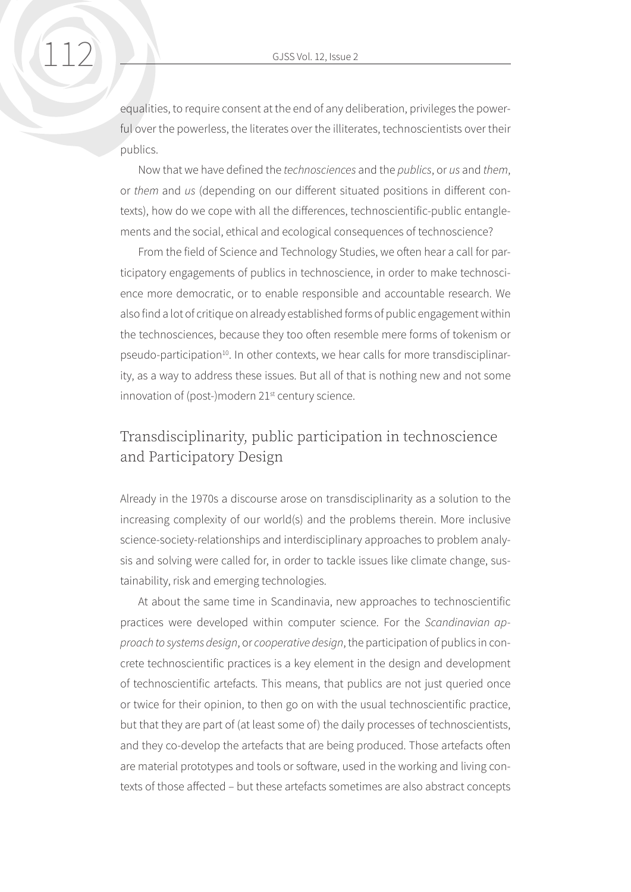equalities, to require consent at the end of any deliberation, privileges the powerful over the powerless, the literates over the illiterates, technoscientists over their publics.

Now that we have defined the *technosciences* and the *publics*, or *us* and *them*, or *them* and *us* (depending on our different situated positions in different contexts), how do we cope with all the differences, technoscientific-public entanglements and the social, ethical and ecological consequences of technoscience?

From the field of Science and Technology Studies, we often hear a call for participatory engagements of publics in technoscience, in order to make technoscience more democratic, or to enable responsible and accountable research. We also find a lot of critique on already established forms of public engagement within the technosciences, because they too often resemble mere forms of tokenism or pseudo-participation[10]. In other contexts, we hear calls for more transdisciplinarity, as a way to address these issues. But all of that is nothing new and not some innovation of (post-)modern 21st century science.

## Transdisciplinarity, public participation in technoscience and Participatory Design

Already in the 1970s a discourse arose on transdisciplinarity as a solution to the increasing complexity of our world(s) and the problems therein. More inclusive science-society-relationships and interdisciplinary approaches to problem analysis and solving were called for, in order to tackle issues like climate change, sustainability, risk and emerging technologies.

At about the same time in Scandinavia, new approaches to technoscientific practices were developed within computer science. For the *Scandinavian approach to systems design*, or *cooperative design*, the participation of publics in concrete technoscientific practices is a key element in the design and development of technoscientific artefacts. This means, that publics are not just queried once or twice for their opinion, to then go on with the usual technoscientific practice, but that they are part of (at least some of) the daily processes of technoscientists, and they co-develop the artefacts that are being produced. Those artefacts often are material prototypes and tools or software, used in the working and living contexts of those affected – but these artefacts sometimes are also abstract concepts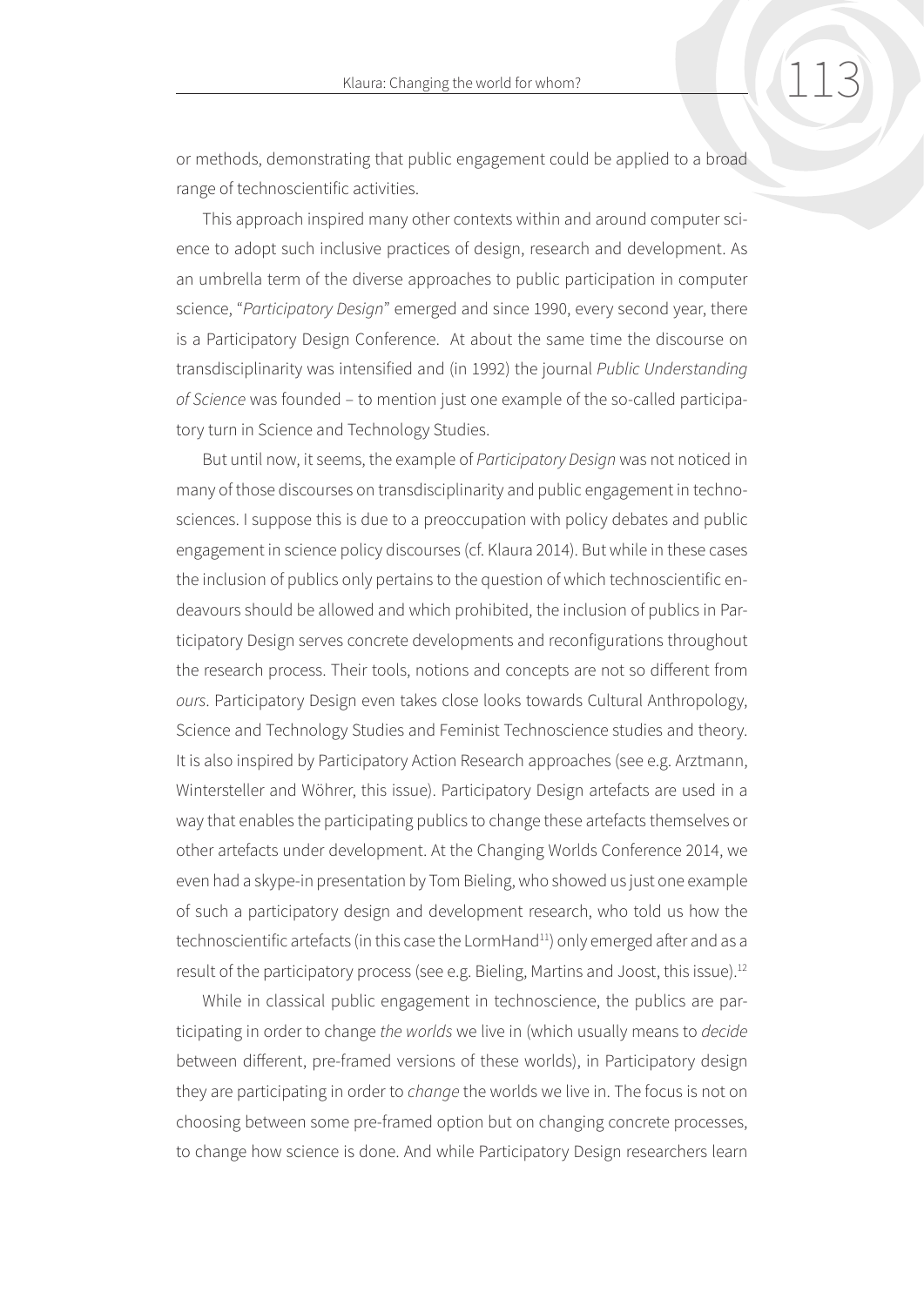or methods, demonstrating that public engagement could be applied to a broad range of technoscientific activities.

This approach inspired many other contexts within and around computer science to adopt such inclusive practices of design, research and development. As an umbrella term of the diverse approaches to public participation in computer science, "*Participatory Design*" emerged and since 1990, every second year, there is a Participatory Design Conference. At about the same time the discourse on transdisciplinarity was intensified and (in 1992) the journal *Public Understanding of Science* was founded – to mention just one example of the so-called participatory turn in Science and Technology Studies.

But until now, it seems, the example of *Participatory Design* was not noticed in many of those discourses on transdisciplinarity and public engagement in technosciences. I suppose this is due to a preoccupation with policy debates and public engagement in science policy discourses (cf. Klaura 2014). But while in these cases the inclusion of publics only pertains to the question of which technoscientific endeavours should be allowed and which prohibited, the inclusion of publics in Participatory Design serves concrete developments and reconfigurations throughout the research process. Their tools, notions and concepts are not so different from *ours*. Participatory Design even takes close looks towards Cultural Anthropology, Science and Technology Studies and Feminist Technoscience studies and theory. It is also inspired by Participatory Action Research approaches (see e.g. Arztmann, Wintersteller and Wöhrer, this issue). Participatory Design artefacts are used in a way that enables the participating publics to change these artefacts themselves or other artefacts under development. At the Changing Worlds Conference 2014, we even had a skype-in presentation by Tom Bieling, who showed us just one example of such a participatory design and development research, who told us how the technoscientific artefacts (in this case the LormHand[11]) only emerged after and as a result of the participatory process (see e.g. Bieling, Martins and Joost, this issue).[12]

While in classical public engagement in technoscience, the publics are participating in order to change *the worlds* we live in (which usually means to *decide* between different, pre-framed versions of these worlds), in Participatory design they are participating in order to *change* the worlds we live in. The focus is not on choosing between some pre-framed option but on changing concrete processes, to change how science is done. And while Participatory Design researchers learn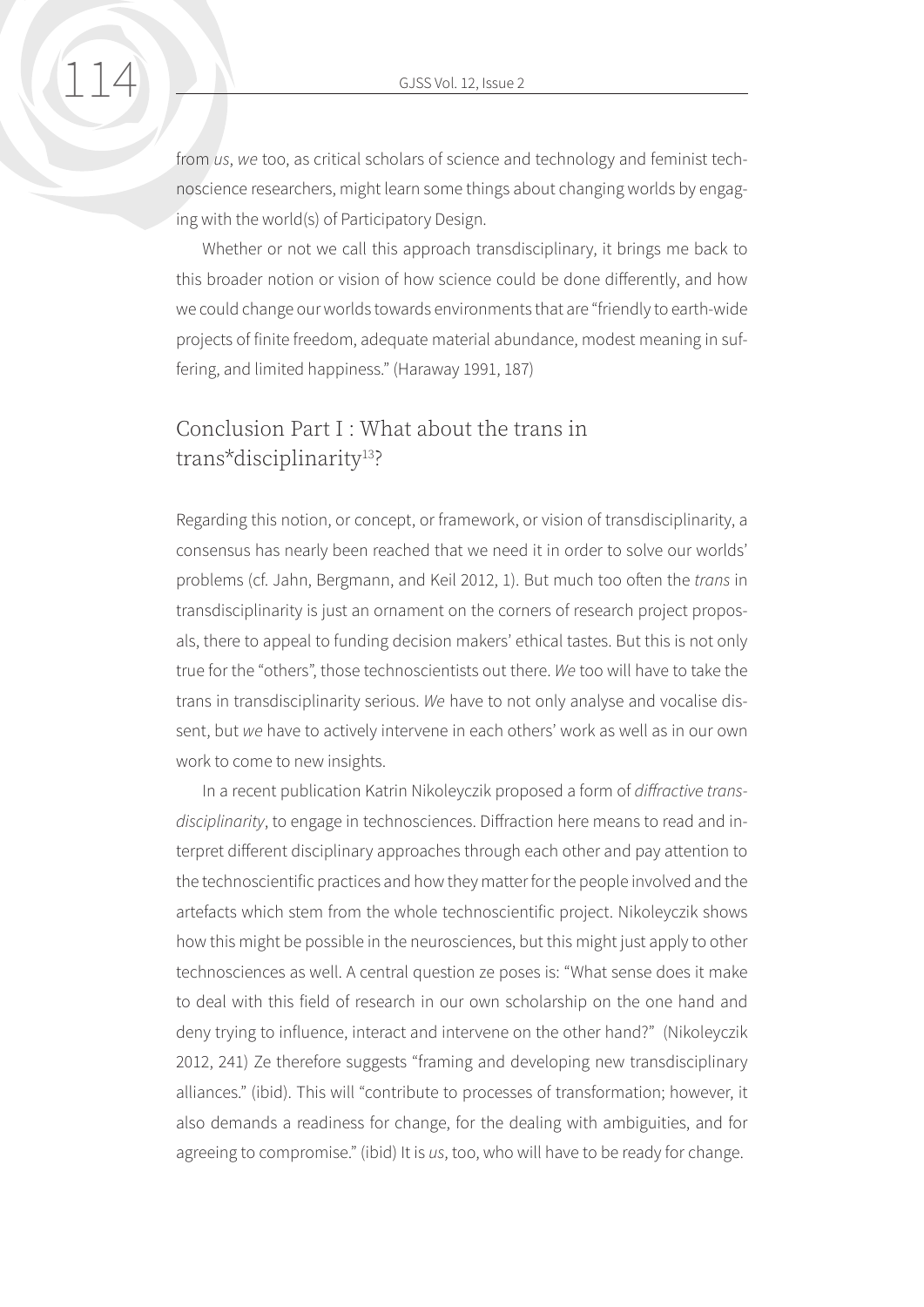from *us*, *we* too, as critical scholars of science and technology and feminist technoscience researchers, might learn some things about changing worlds by engaging with the world(s) of Participatory Design.

Whether or not we call this approach transdisciplinary, it brings me back to this broader notion or vision of how science could be done differently, and how we could change our worlds towards environments that are "friendly to earth-wide projects of finite freedom, adequate material abundance, modest meaning in suffering, and limited happiness." (Haraway 1991, 187)

## Conclusion Part I : What about the trans in trans*disciplinarity[13]?

Regarding this notion, or concept, or framework, or vision of transdisciplinarity, a consensus has nearly been reached that we need it in order to solve our worlds' problems (cf. Jahn, Bergmann, and Keil 2012, 1). But much too often the *trans* in transdisciplinarity is just an ornament on the corners of research project proposals, there to appeal to funding decision makers' ethical tastes. But this is not only true for the "others", those technoscientists out there. *We* too will have to take the trans in transdisciplinarity serious. *We* have to not only analyse and vocalise dissent, but *we* have to actively intervene in each others' work as well as in our own work to come to new insights.

In a recent publication Katrin Nikoleyczik proposed a form of *diffractive transdisciplinarity*, to engage in technosciences. Diffraction here means to read and interpret different disciplinary approaches through each other and pay attention to the technoscientific practices and how they matter for the people involved and the artefacts which stem from the whole technoscientific project. Nikoleyczik shows how this might be possible in the neurosciences, but this might just apply to other technosciences as well. A central question ze poses is: "What sense does it make to deal with this field of research in our own scholarship on the one hand and deny trying to influence, interact and intervene on the other hand?" (Nikoleyczik 2012, 241) Ze therefore suggests "framing and developing new transdisciplinary alliances." (ibid). This will "contribute to processes of transformation; however, it also demands a readiness for change, for the dealing with ambiguities, and for agreeing to compromise." (ibid) It is *us*, too, who will have to be ready for change.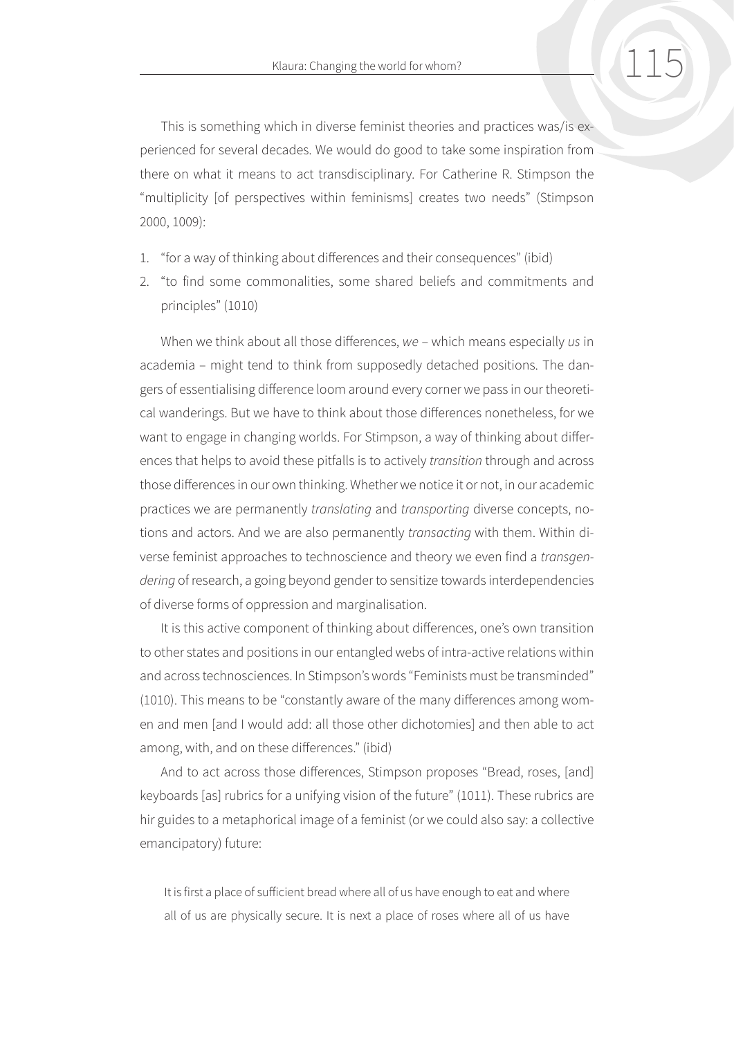This is something which in diverse feminist theories and practices was/is experienced for several decades. We would do good to take some inspiration from there on what it means to act transdisciplinary. For Catherine R. Stimpson the "multiplicity [of perspectives within feminisms] creates two needs" (Stimpson 2000, 1009):

1. "for a way of thinking about differences and their consequences" (ibid)
2. "to find some commonalities, some shared beliefs and commitments and principles" (1010)

When we think about all those differences, *we* – which means especially *us* in academia – might tend to think from supposedly detached positions. The dangers of essentialising difference loom around every corner we pass in our theoretical wanderings. But we have to think about those differences nonetheless, for we want to engage in changing worlds. For Stimpson, a way of thinking about differences that helps to avoid these pitfalls is to actively *transition* through and across those differences in our own thinking. Whether we notice it or not, in our academic practices we are permanently *translating* and *transporting* diverse concepts, notions and actors. And we are also permanently *transacting* with them. Within diverse feminist approaches to technoscience and theory we even find a *transgendering* of research, a going beyond gender to sensitize towards interdependencies of diverse forms of oppression and marginalisation.

It is this active component of thinking about differences, one's own transition to other states and positions in our entangled webs of intra-active relations within and across technosciences. In Stimpson's words "Feminists must be transminded" (1010). This means to be "constantly aware of the many differences among women and men [and I would add: all those other dichotomies] and then able to act among, with, and on these differences." (ibid)

And to act across those differences, Stimpson proposes "Bread, roses, [and] keyboards [as] rubrics for a unifying vision of the future" (1011). These rubrics are hir guides to a metaphorical image of a feminist (or we could also say: a collective emancipatory) future:

> It is first a place of sufficient bread where all of us have enough to eat and where all of us are physically secure. It is next a place of roses where all of us have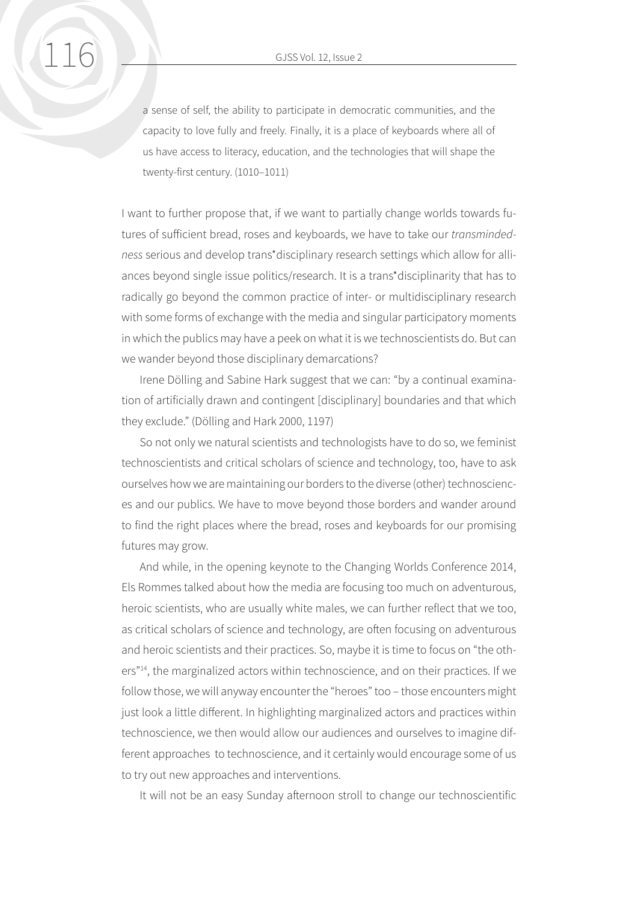> a sense of self, the ability to participate in democratic communities, and the capacity to love fully and freely. Finally, it is a place of keyboards where all of us have access to literacy, education, and the technologies that will shape the twenty-first century. (1010–1011)

I want to further propose that, if we want to partially change worlds towards futures of sufficient bread, roses and keyboards, we have to take our *transmindedness* serious and develop trans*disciplinary research settings which allow for alliances beyond single issue politics/research. It is a trans*disciplinarity that has to radically go beyond the common practice of inter- or multidisciplinary research with some forms of exchange with the media and singular participatory moments in which the publics may have a peek on what it is we technoscientists do. But can we wander beyond those disciplinary demarcations?

Irene Dölling and Sabine Hark suggest that we can: "by a continual examination of artificially drawn and contingent [disciplinary] boundaries and that which they exclude." (Dölling and Hark 2000, 1197)

So not only we natural scientists and technologists have to do so, we feminist technoscientists and critical scholars of science and technology, too, have to ask ourselves how we are maintaining our borders to the diverse (other) technosciences and our publics. We have to move beyond those borders and wander around to find the right places where the bread, roses and keyboards for our promising futures may grow.

And while, in the opening keynote to the Changing Worlds Conference 2014, Els Rommes talked about how the media are focusing too much on adventurous, heroic scientists, who are usually white males, we can further reflect that we too, as critical scholars of science and technology, are often focusing on adventurous and heroic scientists and their practices. So, maybe it is time to focus on "the others"[14], the marginalized actors within technoscience, and on their practices. If we follow those, we will anyway encounter the "heroes" too – those encounters might just look a little different. In highlighting marginalized actors and practices within technoscience, we then would allow our audiences and ourselves to imagine different approaches to technoscience, and it certainly would encourage some of us to try out new approaches and interventions.

It will not be an easy Sunday afternoon stroll to change our technoscientific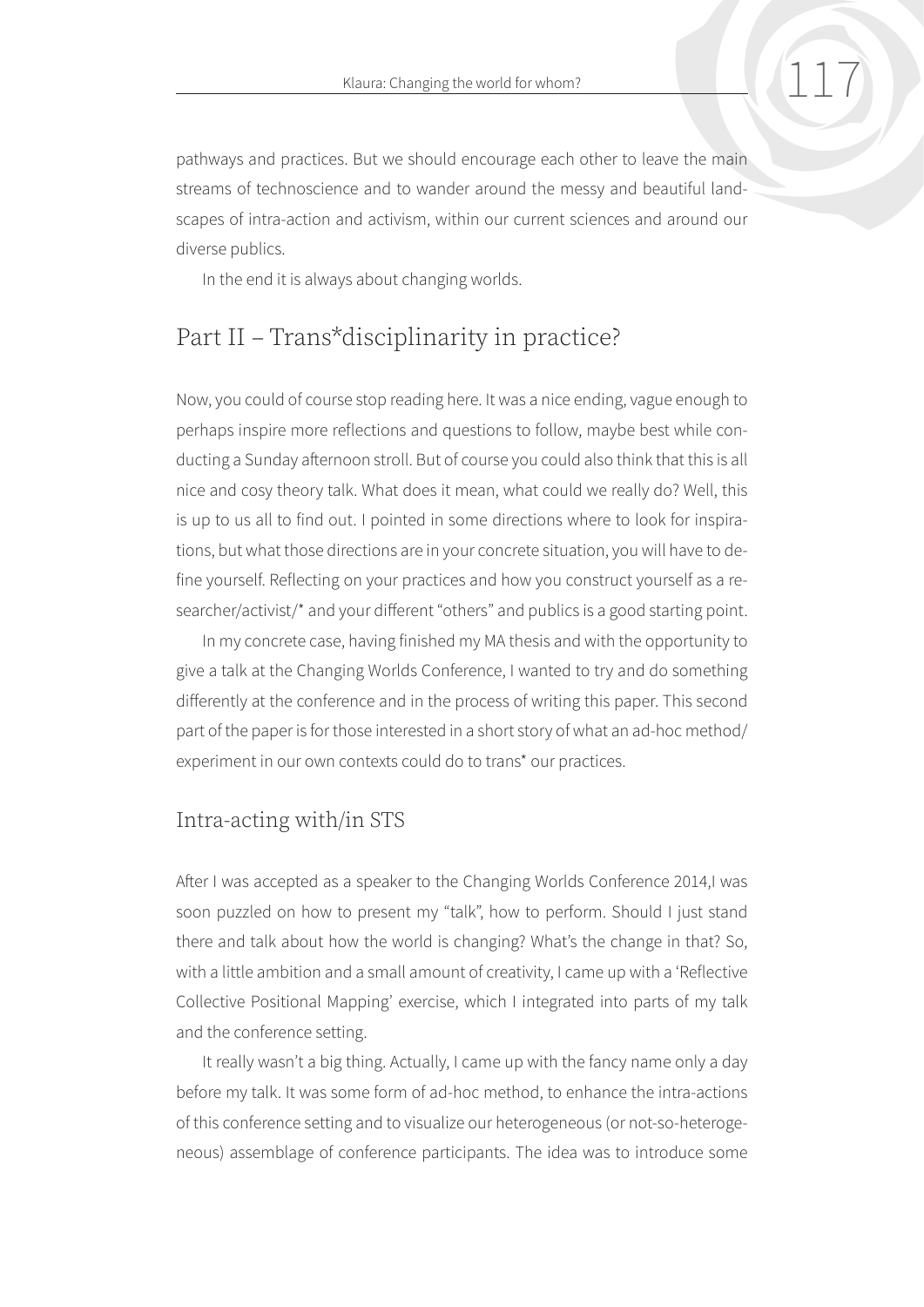pathways and practices. But we should encourage each other to leave the main streams of technoscience and to wander around the messy and beautiful landscapes of intra-action and activism, within our current sciences and around our diverse publics.

In the end it is always about changing worlds.

## Part II – Trans*disciplinarity in practice?

Now, you could of course stop reading here. It was a nice ending, vague enough to perhaps inspire more reflections and questions to follow, maybe best while conducting a Sunday afternoon stroll. But of course you could also think that this is all nice and cosy theory talk. What does it mean, what could we really do? Well, this is up to us all to find out. I pointed in some directions where to look for inspirations, but what those directions are in your concrete situation, you will have to define yourself. Reflecting on your practices and how you construct yourself as a researcher/activist/* and your different "others" and publics is a good starting point.

In my concrete case, having finished my MA thesis and with the opportunity to give a talk at the Changing Worlds Conference, I wanted to try and do something differently at the conference and in the process of writing this paper. This second part of the paper is for those interested in a short story of what an ad-hoc method/experiment in our own contexts could do to trans* our practices.

### Intra-acting with/in STS

After I was accepted as a speaker to the Changing Worlds Conference 2014,I was soon puzzled on how to present my "talk", how to perform. Should I just stand there and talk about how the world is changing? What's the change in that? So, with a little ambition and a small amount of creativity, I came up with a 'Reflective Collective Positional Mapping' exercise, which I integrated into parts of my talk and the conference setting.

It really wasn't a big thing. Actually, I came up with the fancy name only a day before my talk. It was some form of ad-hoc method, to enhance the intra-actions of this conference setting and to visualize our heterogeneous (or not-so-heterogeneous) assemblage of conference participants. The idea was to introduce some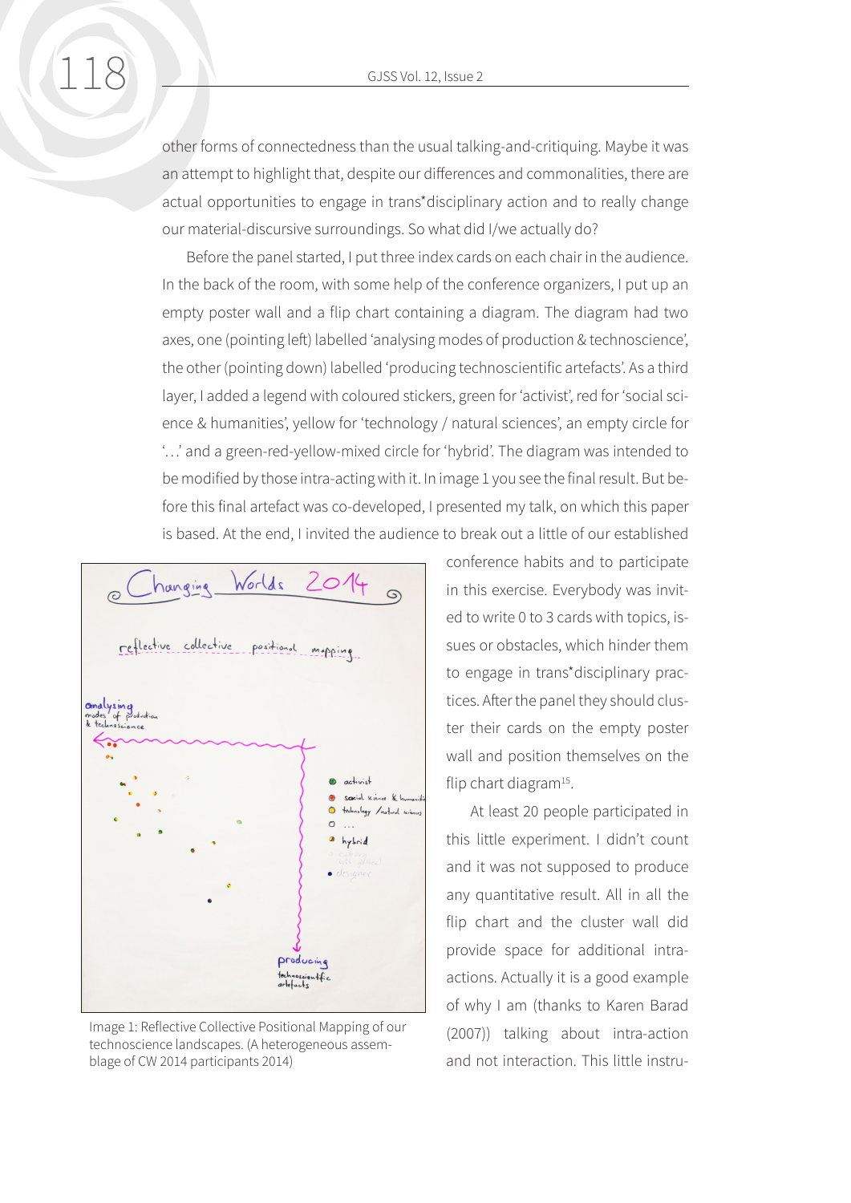other forms of connectedness than the usual talking-and-critiquing. Maybe it was an attempt to highlight that, despite our differences and commonalities, there are actual opportunities to engage in trans*disciplinary action and to really change our material-discursive surroundings. So what did I/we actually do?

Before the panel started, I put three index cards on each chair in the audience. In the back of the room, with some help of the conference organizers, I put up an empty poster wall and a flip chart containing a diagram. The diagram had two axes, one (pointing left) labelled 'analysing modes of production & technoscience', the other (pointing down) labelled 'producing technoscientific artefacts'. As a third layer, I added a legend with coloured stickers, green for 'activist', red for 'social science & humanities', yellow for 'technology / natural sciences', an empty circle for '…' and a green-red-yellow-mixed circle for 'hybrid'. The diagram was intended to be modified by those intra-acting with it. In image 1 you see the final result. But before this final artefact was co-developed, I presented my talk, on which this paper is based. At the end, I invited the audience to break out a little of our established conference habits and to participate in this exercise. Everybody was invited to write 0 to 3 cards with topics, issues or obstacles, which hinder them to engage in trans*disciplinary practices. After the panel they should cluster their cards on the empty poster wall and position themselves on the flip chart diagram[15].

Image 1: Reflective Collective Positional Mapping of our technoscience landscapes. (A heterogeneous assemblage of CW 2014 participants 2014)

At least 20 people participated in this little experiment. I didn't count and it was not supposed to produce any quantitative result. All in all the flip chart and the cluster wall did provide space for additional intra-actions. Actually it is a good example of why I am (thanks to Karen Barad (2007)) talking about intra-action and not interaction. This little instru-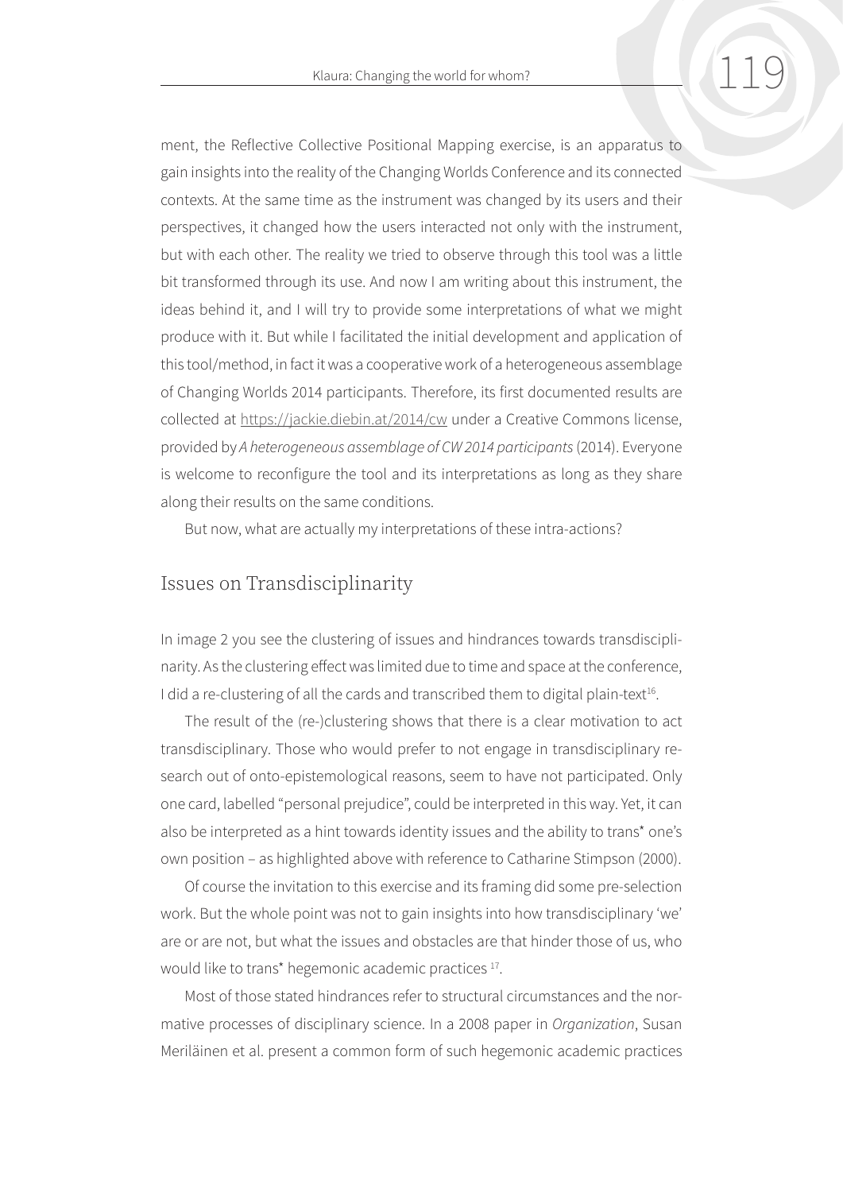ment, the Reflective Collective Positional Mapping exercise, is an apparatus to gain insights into the reality of the Changing Worlds Conference and its connected contexts. At the same time as the instrument was changed by its users and their perspectives, it changed how the users interacted not only with the instrument, but with each other. The reality we tried to observe through this tool was a little bit transformed through its use. And now I am writing about this instrument, the ideas behind it, and I will try to provide some interpretations of what we might produce with it. But while I facilitated the initial development and application of this tool/method, in fact it was a cooperative work of a heterogeneous assemblage of Changing Worlds 2014 participants. Therefore, its first documented results are collected at https://jackie.diebin.at/2014/cw under a Creative Commons license, provided by *A heterogeneous assemblage of CW 2014 participants* (2014). Everyone is welcome to reconfigure the tool and its interpretations as long as they share along their results on the same conditions.

But now, what are actually my interpretations of these intra-actions?

## Issues on Transdisciplinarity

In image 2 you see the clustering of issues and hindrances towards transdisciplinarity. As the clustering effect was limited due to time and space at the conference, I did a re-clustering of all the cards and transcribed them to digital plain-text[16].

The result of the (re-)clustering shows that there is a clear motivation to act transdisciplinary. Those who would prefer to not engage in transdisciplinary research out of onto-epistemological reasons, seem to have not participated. Only one card, labelled "personal prejudice", could be interpreted in this way. Yet, it can also be interpreted as a hint towards identity issues and the ability to trans* one's own position – as highlighted above with reference to Catharine Stimpson (2000).

Of course the invitation to this exercise and its framing did some pre-selection work. But the whole point was not to gain insights into how transdisciplinary 'we' are or are not, but what the issues and obstacles are that hinder those of us, who would like to trans* hegemonic academic practices [17].

Most of those stated hindrances refer to structural circumstances and the normative processes of disciplinary science. In a 2008 paper in *Organization*, Susan Meriläinen et al. present a common form of such hegemonic academic practices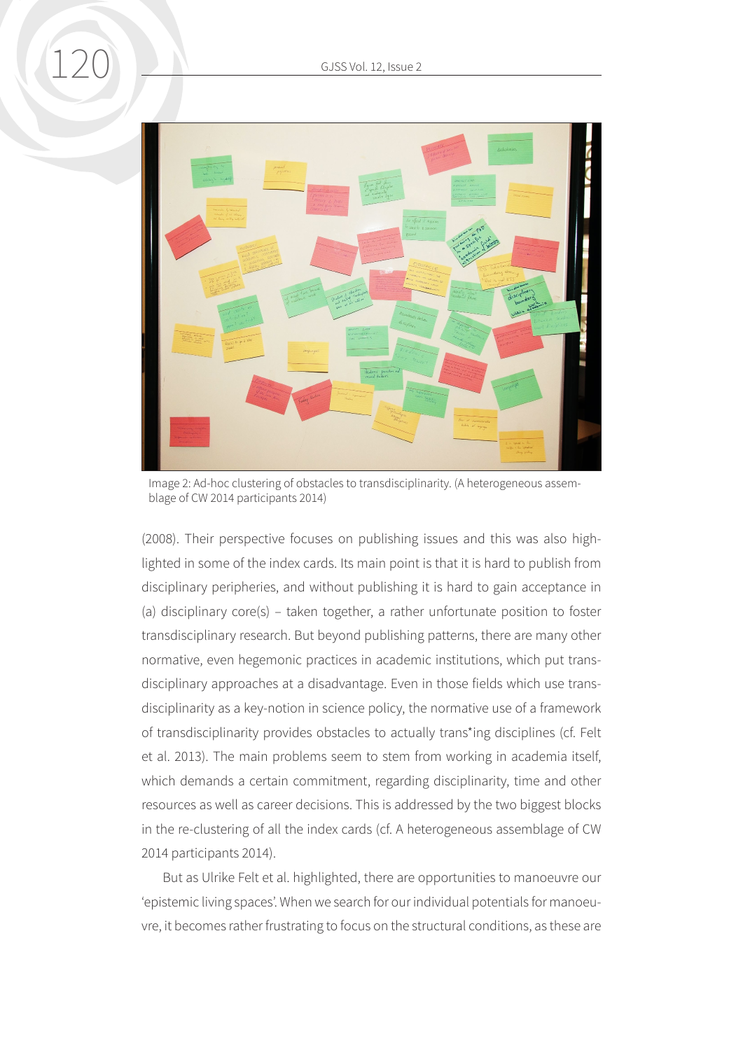Image 2: Ad-hoc clustering of obstacles to transdisciplinarity. (A heterogeneous assemblage of CW 2014 participants 2014)

(2008). Their perspective focuses on publishing issues and this was also highlighted in some of the index cards. Its main point is that it is hard to publish from disciplinary peripheries, and without publishing it is hard to gain acceptance in (a) disciplinary core(s) – taken together, a rather unfortunate position to foster transdisciplinary research. But beyond publishing patterns, there are many other normative, even hegemonic practices in academic institutions, which put transdisciplinary approaches at a disadvantage. Even in those fields which use transdisciplinarity as a key-notion in science policy, the normative use of a framework of transdisciplinarity provides obstacles to actually trans*ing disciplines (cf. Felt et al. 2013). The main problems seem to stem from working in academia itself, which demands a certain commitment, regarding disciplinarity, time and other resources as well as career decisions. This is addressed by the two biggest blocks in the re-clustering of all the index cards (cf. A heterogeneous assemblage of CW 2014 participants 2014).

But as Ulrike Felt et al. highlighted, there are opportunities to manoeuvre our 'epistemic living spaces'. When we search for our individual potentials for manoeuvre, it becomes rather frustrating to focus on the structural conditions, as these are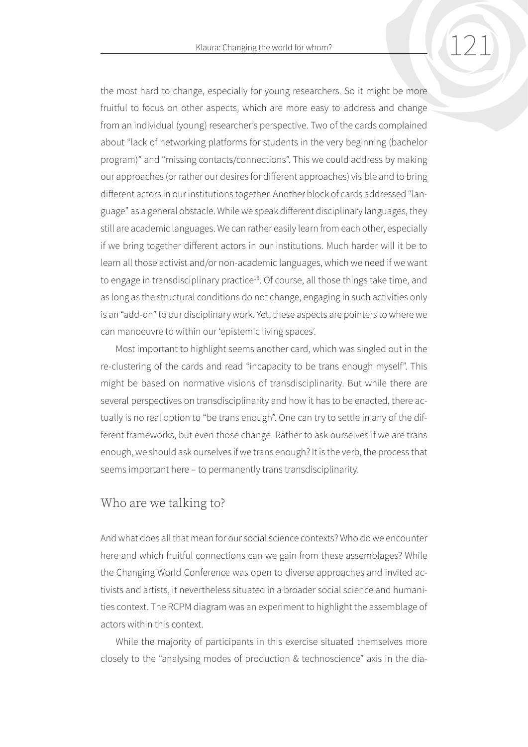the most hard to change, especially for young researchers. So it might be more fruitful to focus on other aspects, which are more easy to address and change from an individual (young) researcher's perspective. Two of the cards complained about "lack of networking platforms for students in the very beginning (bachelor program)" and "missing contacts/connections". This we could address by making our approaches (or rather our desires for different approaches) visible and to bring different actors in our institutions together. Another block of cards addressed "language" as a general obstacle. While we speak different disciplinary languages, they still are academic languages. We can rather easily learn from each other, especially if we bring together different actors in our institutions. Much harder will it be to learn all those activist and/or non-academic languages, which we need if we want to engage in transdisciplinary practice[18]. Of course, all those things take time, and as long as the structural conditions do not change, engaging in such activities only is an "add-on" to our disciplinary work. Yet, these aspects are pointers to where we can manoeuvre to within our 'epistemic living spaces'.

Most important to highlight seems another card, which was singled out in the re-clustering of the cards and read "incapacity to be trans enough myself". This might be based on normative visions of transdisciplinarity. But while there are several perspectives on transdisciplinarity and how it has to be enacted, there actually is no real option to "be trans enough". One can try to settle in any of the different frameworks, but even those change. Rather to ask ourselves if we are trans enough, we should ask ourselves if we trans enough? It is the verb, the process that seems important here – to permanently trans transdisciplinarity.

## Who are we talking to?

And what does all that mean for our social science contexts? Who do we encounter here and which fruitful connections can we gain from these assemblages? While the Changing World Conference was open to diverse approaches and invited activists and artists, it nevertheless situated in a broader social science and humanities context. The RCPM diagram was an experiment to highlight the assemblage of actors within this context.

While the majority of participants in this exercise situated themselves more closely to the "analysing modes of production & technoscience" axis in the dia-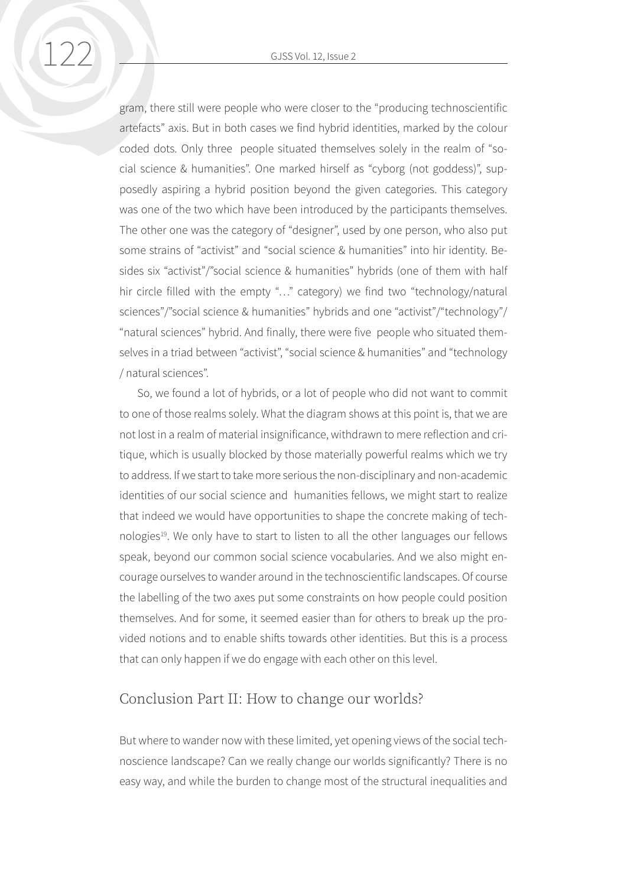gram, there still were people who were closer to the "producing technoscientific artefacts" axis. But in both cases we find hybrid identities, marked by the colour coded dots. Only three people situated themselves solely in the realm of "social science & humanities". One marked hirself as "cyborg (not goddess)", supposedly aspiring a hybrid position beyond the given categories. This category was one of the two which have been introduced by the participants themselves. The other one was the category of "designer", used by one person, who also put some strains of "activist" and "social science & humanities" into hir identity. Besides six "activist"/"social science & humanities" hybrids (one of them with half hir circle filled with the empty "…" category) we find two "technology/natural sciences"/"social science & humanities" hybrids and one "activist"/"technology"/ "natural sciences" hybrid. And finally, there were five people who situated themselves in a triad between "activist", "social science & humanities" and "technology / natural sciences".

So, we found a lot of hybrids, or a lot of people who did not want to commit to one of those realms solely. What the diagram shows at this point is, that we are not lost in a realm of material insignificance, withdrawn to mere reflection and critique, which is usually blocked by those materially powerful realms which we try to address. If we start to take more serious the non-disciplinary and non-academic identities of our social science and humanities fellows, we might start to realize that indeed we would have opportunities to shape the concrete making of technologies[19]. We only have to start to listen to all the other languages our fellows speak, beyond our common social science vocabularies. And we also might encourage ourselves to wander around in the technoscientific landscapes. Of course the labelling of the two axes put some constraints on how people could position themselves. And for some, it seemed easier than for others to break up the provided notions and to enable shifts towards other identities. But this is a process that can only happen if we do engage with each other on this level.

## Conclusion Part II: How to change our worlds?

But where to wander now with these limited, yet opening views of the social technoscience landscape? Can we really change our worlds significantly? There is no easy way, and while the burden to change most of the structural inequalities and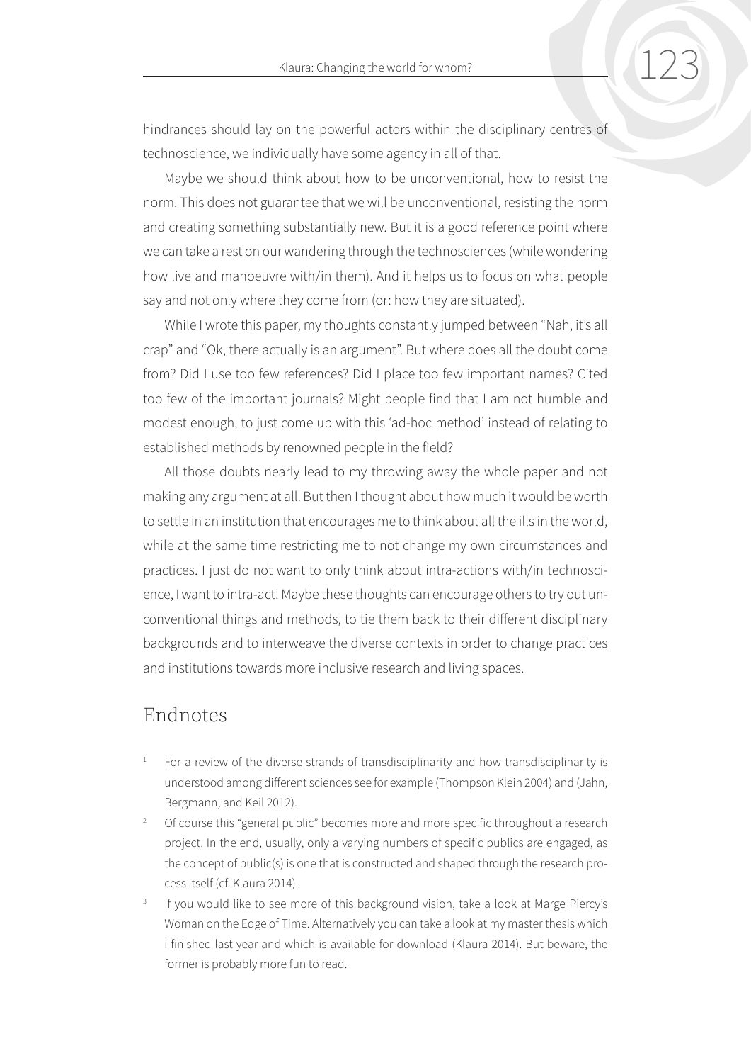hindrances should lay on the powerful actors within the disciplinary centres of technoscience, we individually have some agency in all of that.

Maybe we should think about how to be unconventional, how to resist the norm. This does not guarantee that we will be unconventional, resisting the norm and creating something substantially new. But it is a good reference point where we can take a rest on our wandering through the technosciences (while wondering how live and manoeuvre with/in them). And it helps us to focus on what people say and not only where they come from (or: how they are situated).

While I wrote this paper, my thoughts constantly jumped between "Nah, it's all crap" and "Ok, there actually is an argument". But where does all the doubt come from? Did I use too few references? Did I place too few important names? Cited too few of the important journals? Might people find that I am not humble and modest enough, to just come up with this 'ad-hoc method' instead of relating to established methods by renowned people in the field?

All those doubts nearly lead to my throwing away the whole paper and not making any argument at all. But then I thought about how much it would be worth to settle in an institution that encourages me to think about all the ills in the world, while at the same time restricting me to not change my own circumstances and practices. I just do not want to only think about intra-actions with/in technoscience, I want to intra-act! Maybe these thoughts can encourage others to try out unconventional things and methods, to tie them back to their different disciplinary backgrounds and to interweave the diverse contexts in order to change practices and institutions towards more inclusive research and living spaces.

## Endnotes

1. For a review of the diverse strands of transdisciplinarity and how transdisciplinarity is understood among different sciences see for example (Thompson Klein 2004) and (Jahn, Bergmann, and Keil 2012).
2. Of course this "general public" becomes more and more specific throughout a research project. In the end, usually, only a varying numbers of specific publics are engaged, as the concept of public(s) is one that is constructed and shaped through the research process itself (cf. Klaura 2014).
3. If you would like to see more of this background vision, take a look at Marge Piercy's Woman on the Edge of Time. Alternatively you can take a look at my master thesis which i finished last year and which is available for download (Klaura 2014). But beware, the former is probably more fun to read.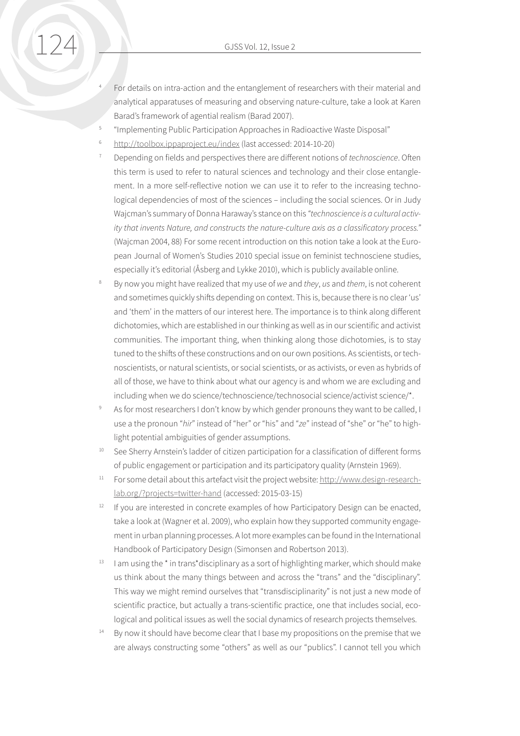[4] For details on intra-action and the entanglement of researchers with their material and analytical apparatuses of measuring and observing nature-culture, take a look at Karen Barad's framework of agential realism (Barad 2007).

[5] "Implementing Public Participation Approaches in Radioactive Waste Disposal"

[6] http://toolbox.ippaproject.eu/index (last accessed: 2014-10-20)

[7] Depending on fields and perspectives there are different notions of *technoscience*. Often this term is used to refer to natural sciences and technology and their close entanglement. In a more self-reflective notion we can use it to refer to the increasing technological dependencies of most of the sciences – including the social sciences. Or in Judy Wajcman's summary of Donna Haraway's stance on this *"technoscience is a cultural activity that invents Nature, and constructs the nature-culture axis as a classificatory process."* (Wajcman 2004, 88) For some recent introduction on this notion take a look at the European Journal of Women's Studies 2010 special issue on feminist technosciene studies, especially it's editorial (Åsberg and Lykke 2010), which is publicly available online.

[8] By now you might have realized that my use of *we* and *they*, *us* and *them*, is not coherent and sometimes quickly shifts depending on context. This is, because there is no clear 'us' and 'them' in the matters of our interest here. The importance is to think along different dichotomies, which are established in our thinking as well as in our scientific and activist communities. The important thing, when thinking along those dichotomies, is to stay tuned to the shifts of these constructions and on our own positions. As scientists, or technoscientists, or natural scientists, or social scientists, or as activists, or even as hybrids of all of those, we have to think about what our agency is and whom we are excluding and including when we do science/technoscience/technosocial science/activist science/*.

[9] As for most researchers I don't know by which gender pronouns they want to be called, I use a the pronoun "*hir*" instead of "her" or "his" and "*ze*" instead of "she" or "he" to highlight potential ambiguities of gender assumptions.

[10] See Sherry Arnstein's ladder of citizen participation for a classification of different forms of public engagement or participation and its participatory quality (Arnstein 1969).

[11] For some detail about this artefact visit the project website: http://www.design-research-lab.org/?projects=twitter-hand (accessed: 2015-03-15)

[12] If you are interested in concrete examples of how Participatory Design can be enacted, take a look at (Wagner et al. 2009), who explain how they supported community engagement in urban planning processes. A lot more examples can be found in the International Handbook of Participatory Design (Simonsen and Robertson 2013).

[13] I am using the * in trans*disciplinary as a sort of highlighting marker, which should make us think about the many things between and across the "trans" and the "disciplinary". This way we might remind ourselves that "transdisciplinarity" is not just a new mode of scientific practice, but actually a trans-scientific practice, one that includes social, ecological and political issues as well the social dynamics of research projects themselves.

[14] By now it should have become clear that I base my propositions on the premise that we are always constructing some "others" as well as our "publics". I cannot tell you which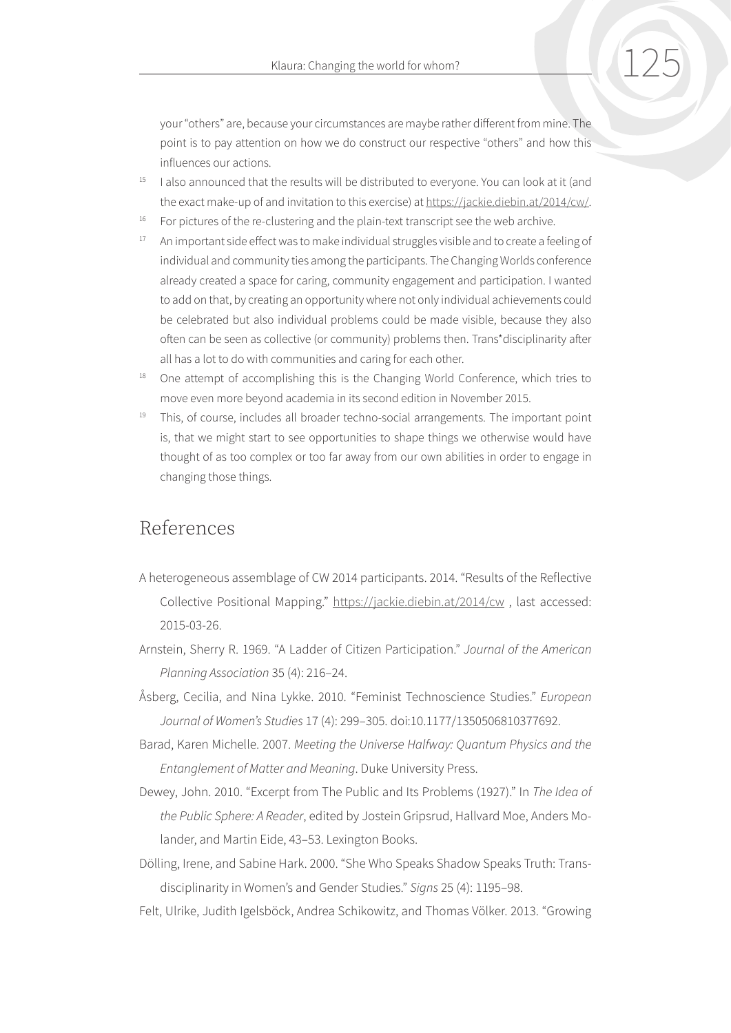your "others" are, because your circumstances are maybe rather different from mine. The point is to pay attention on how we do construct our respective "others" and how this influences our actions.

[15] I also announced that the results will be distributed to everyone. You can look at it (and the exact make-up of and invitation to this exercise) at https://jackie.diebin.at/2014/cw/.

[16] For pictures of the re-clustering and the plain-text transcript see the web archive.

[17] An important side effect was to make individual struggles visible and to create a feeling of individual and community ties among the participants. The Changing Worlds conference already created a space for caring, community engagement and participation. I wanted to add on that, by creating an opportunity where not only individual achievements could be celebrated but also individual problems could be made visible, because they also often can be seen as collective (or community) problems then. Trans*disciplinarity after all has a lot to do with communities and caring for each other.

[18] One attempt of accomplishing this is the Changing World Conference, which tries to move even more beyond academia in its second edition in November 2015.

[19] This, of course, includes all broader techno-social arrangements. The important point is, that we might start to see opportunities to shape things we otherwise would have thought of as too complex or too far away from our own abilities in order to engage in changing those things.

## References

A heterogeneous assemblage of CW 2014 participants. 2014. "Results of the Reflective Collective Positional Mapping." https://jackie.diebin.at/2014/cw , last accessed: 2015-03-26.

Arnstein, Sherry R. 1969. "A Ladder of Citizen Participation." *Journal of the American Planning Association* 35 (4): 216–24.

Åsberg, Cecilia, and Nina Lykke. 2010. "Feminist Technoscience Studies." *European Journal of Women's Studies* 17 (4): 299–305. doi:10.1177/1350506810377692.

Barad, Karen Michelle. 2007. *Meeting the Universe Halfway: Quantum Physics and the Entanglement of Matter and Meaning*. Duke University Press.

Dewey, John. 2010. "Excerpt from The Public and Its Problems (1927)." In *The Idea of the Public Sphere: A Reader*, edited by Jostein Gripsrud, Hallvard Moe, Anders Molander, and Martin Eide, 43–53. Lexington Books.

Dölling, Irene, and Sabine Hark. 2000. "She Who Speaks Shadow Speaks Truth: Transdisciplinarity in Women's and Gender Studies." *Signs* 25 (4): 1195–98.

Felt, Ulrike, Judith Igelsböck, Andrea Schikowitz, and Thomas Völker. 2013. "Growing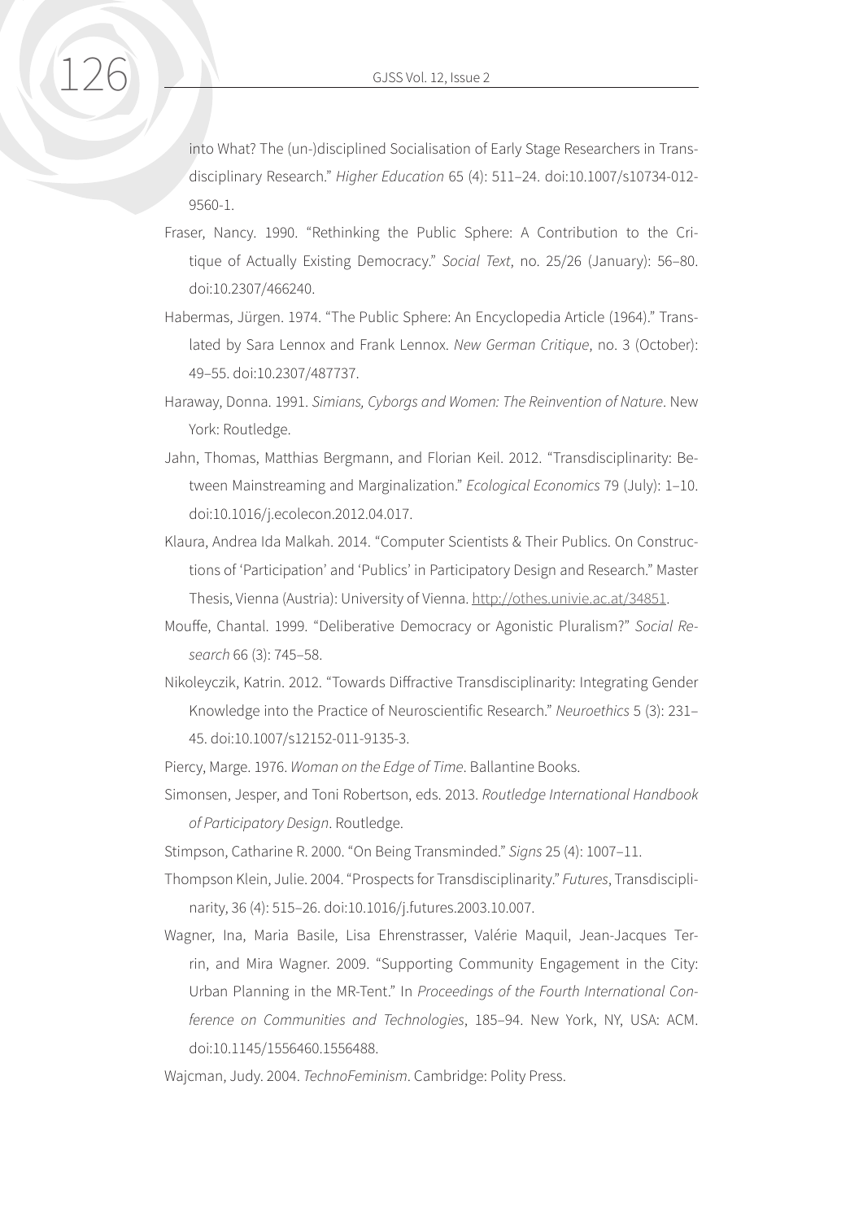into What? The (un-)disciplined Socialisation of Early Stage Researchers in Transdisciplinary Research." *Higher Education* 65 (4): 511–24. doi:10.1007/s10734-012-9560-1.

Fraser, Nancy. 1990. "Rethinking the Public Sphere: A Contribution to the Critique of Actually Existing Democracy." *Social Text*, no. 25/26 (January): 56–80. doi:10.2307/466240.

Habermas, Jürgen. 1974. "The Public Sphere: An Encyclopedia Article (1964)." Translated by Sara Lennox and Frank Lennox. *New German Critique*, no. 3 (October): 49–55. doi:10.2307/487737.

Haraway, Donna. 1991. *Simians, Cyborgs and Women: The Reinvention of Nature*. New York: Routledge.

Jahn, Thomas, Matthias Bergmann, and Florian Keil. 2012. "Transdisciplinarity: Between Mainstreaming and Marginalization." *Ecological Economics* 79 (July): 1–10. doi:10.1016/j.ecolecon.2012.04.017.

Klaura, Andrea Ida Malkah. 2014. "Computer Scientists & Their Publics. On Constructions of 'Participation' and 'Publics' in Participatory Design and Research." Master Thesis, Vienna (Austria): University of Vienna. http://othes.univie.ac.at/34851.

Mouffe, Chantal. 1999. "Deliberative Democracy or Agonistic Pluralism?" *Social Research* 66 (3): 745–58.

Nikoleyczik, Katrin. 2012. "Towards Diffractive Transdisciplinarity: Integrating Gender Knowledge into the Practice of Neuroscientific Research." *Neuroethics* 5 (3): 231–45. doi:10.1007/s12152-011-9135-3.

Piercy, Marge. 1976. *Woman on the Edge of Time*. Ballantine Books.

Simonsen, Jesper, and Toni Robertson, eds. 2013. *Routledge International Handbook of Participatory Design*. Routledge.

Stimpson, Catharine R. 2000. "On Being Transminded." *Signs* 25 (4): 1007–11.

Thompson Klein, Julie. 2004. "Prospects for Transdisciplinarity." *Futures*, Transdisciplinarity, 36 (4): 515–26. doi:10.1016/j.futures.2003.10.007.

Wagner, Ina, Maria Basile, Lisa Ehrenstrasser, Valérie Maquil, Jean-Jacques Terrin, and Mira Wagner. 2009. "Supporting Community Engagement in the City: Urban Planning in the MR-Tent." In *Proceedings of the Fourth International Conference on Communities and Technologies*, 185–94. New York, NY, USA: ACM. doi:10.1145/1556460.1556488.

Wajcman, Judy. 2004. *TechnoFeminism*. Cambridge: Polity Press.